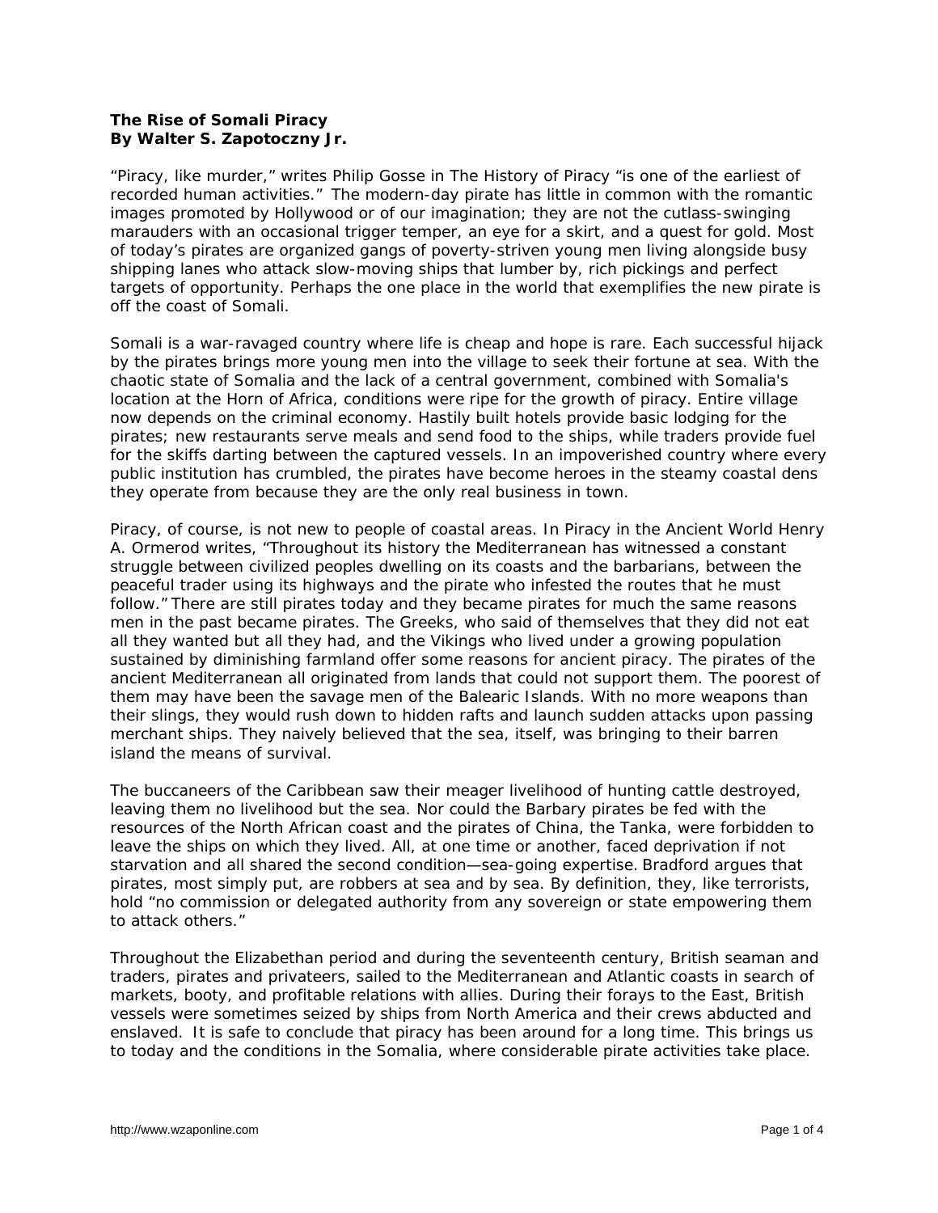**The Rise of Somali Piracy**
**By Walter S. Zapotoczny Jr.**

"Piracy, like murder," writes Philip Gosse in The History of Piracy "is one of the earliest of recorded human activities." The modern-day pirate has little in common with the romantic images promoted by Hollywood or of our imagination; they are not the cutlass-swinging marauders with an occasional trigger temper, an eye for a skirt, and a quest for gold. Most of today's pirates are organized gangs of poverty-striven young men living alongside busy shipping lanes who attack slow-moving ships that lumber by, rich pickings and perfect targets of opportunity. Perhaps the one place in the world that exemplifies the new pirate is off the coast of Somali.

Somali is a war-ravaged country where life is cheap and hope is rare. Each successful hijack by the pirates brings more young men into the village to seek their fortune at sea. With the chaotic state of Somalia and the lack of a central government, combined with Somalia's location at the Horn of Africa, conditions were ripe for the growth of piracy. Entire village now depends on the criminal economy. Hastily built hotels provide basic lodging for the pirates; new restaurants serve meals and send food to the ships, while traders provide fuel for the skiffs darting between the captured vessels. In an impoverished country where every public institution has crumbled, the pirates have become heroes in the steamy coastal dens they operate from because they are the only real business in town.

Piracy, of course, is not new to people of coastal areas. In Piracy in the Ancient World Henry A. Ormerod writes, "Throughout its history the Mediterranean has witnessed a constant struggle between civilized peoples dwelling on its coasts and the barbarians, between the peaceful trader using its highways and the pirate who infested the routes that he must follow." There are still pirates today and they became pirates for much the same reasons men in the past became pirates. The Greeks, who said of themselves that they did not eat all they wanted but all they had, and the Vikings who lived under a growing population sustained by diminishing farmland offer some reasons for ancient piracy. The pirates of the ancient Mediterranean all originated from lands that could not support them. The poorest of them may have been the savage men of the Balearic Islands. With no more weapons than their slings, they would rush down to hidden rafts and launch sudden attacks upon passing merchant ships. They naively believed that the sea, itself, was bringing to their barren island the means of survival.

The buccaneers of the Caribbean saw their meager livelihood of hunting cattle destroyed, leaving them no livelihood but the sea. Nor could the Barbary pirates be fed with the resources of the North African coast and the pirates of China, the Tanka, were forbidden to leave the ships on which they lived. All, at one time or another, faced deprivation if not starvation and all shared the second condition—sea-going expertise. Bradford argues that pirates, most simply put, are robbers at sea and by sea. By definition, they, like terrorists, hold "no commission or delegated authority from any sovereign or state empowering them to attack others."

Throughout the Elizabethan period and during the seventeenth century, British seaman and traders, pirates and privateers, sailed to the Mediterranean and Atlantic coasts in search of markets, booty, and profitable relations with allies. During their forays to the East, British vessels were sometimes seized by ships from North America and their crews abducted and enslaved. It is safe to conclude that piracy has been around for a long time. This brings us to today and the conditions in the Somalia, where considerable pirate activities take place.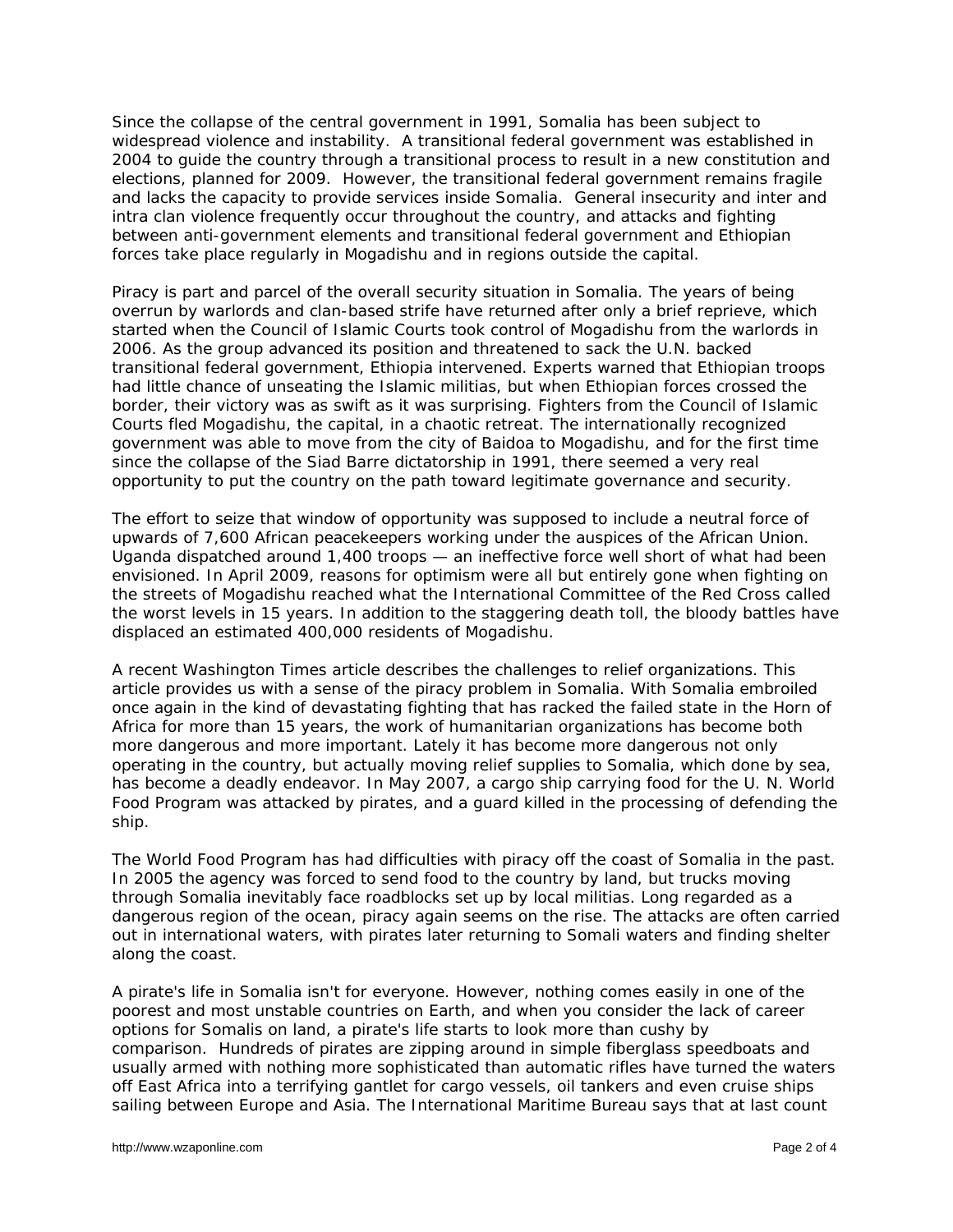Since the collapse of the central government in 1991, Somalia has been subject to widespread violence and instability. A transitional federal government was established in 2004 to guide the country through a transitional process to result in a new constitution and elections, planned for 2009. However, the transitional federal government remains fragile and lacks the capacity to provide services inside Somalia. General insecurity and inter and intra clan violence frequently occur throughout the country, and attacks and fighting between anti-government elements and transitional federal government and Ethiopian forces take place regularly in Mogadishu and in regions outside the capital.

Piracy is part and parcel of the overall security situation in Somalia. The years of being overrun by warlords and clan-based strife have returned after only a brief reprieve, which started when the Council of Islamic Courts took control of Mogadishu from the warlords in 2006. As the group advanced its position and threatened to sack the U.N. backed transitional federal government, Ethiopia intervened. Experts warned that Ethiopian troops had little chance of unseating the Islamic militias, but when Ethiopian forces crossed the border, their victory was as swift as it was surprising. Fighters from the Council of Islamic Courts fled Mogadishu, the capital, in a chaotic retreat. The internationally recognized government was able to move from the city of Baidoa to Mogadishu, and for the first time since the collapse of the Siad Barre dictatorship in 1991, there seemed a very real opportunity to put the country on the path toward legitimate governance and security.

The effort to seize that window of opportunity was supposed to include a neutral force of upwards of 7,600 African peacekeepers working under the auspices of the African Union. Uganda dispatched around 1,400 troops — an ineffective force well short of what had been envisioned. In April 2009, reasons for optimism were all but entirely gone when fighting on the streets of Mogadishu reached what the International Committee of the Red Cross called the worst levels in 15 years. In addition to the staggering death toll, the bloody battles have displaced an estimated 400,000 residents of Mogadishu.

A recent Washington Times article describes the challenges to relief organizations. This article provides us with a sense of the piracy problem in Somalia. With Somalia embroiled once again in the kind of devastating fighting that has racked the failed state in the Horn of Africa for more than 15 years, the work of humanitarian organizations has become both more dangerous and more important. Lately it has become more dangerous not only operating in the country, but actually moving relief supplies to Somalia, which done by sea, has become a deadly endeavor. In May 2007, a cargo ship carrying food for the U. N. World Food Program was attacked by pirates, and a guard killed in the processing of defending the ship.

The World Food Program has had difficulties with piracy off the coast of Somalia in the past. In 2005 the agency was forced to send food to the country by land, but trucks moving through Somalia inevitably face roadblocks set up by local militias. Long regarded as a dangerous region of the ocean, piracy again seems on the rise. The attacks are often carried out in international waters, with pirates later returning to Somali waters and finding shelter along the coast.

A pirate's life in Somalia isn't for everyone. However, nothing comes easily in one of the poorest and most unstable countries on Earth, and when you consider the lack of career options for Somalis on land, a pirate's life starts to look more than cushy by comparison. Hundreds of pirates are zipping around in simple fiberglass speedboats and usually armed with nothing more sophisticated than automatic rifles have turned the waters off East Africa into a terrifying gantlet for cargo vessels, oil tankers and even cruise ships sailing between Europe and Asia. The International Maritime Bureau says that at last count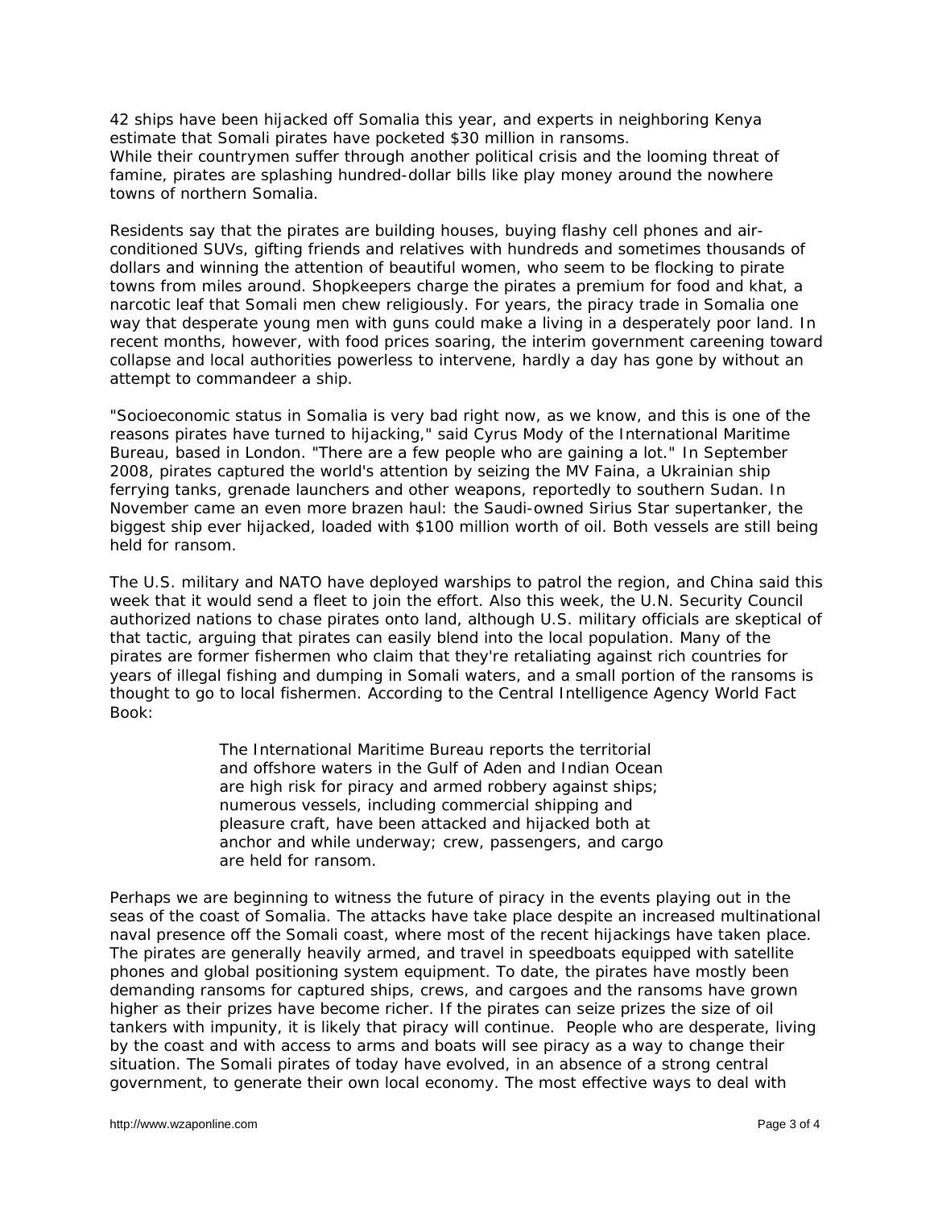42 ships have been hijacked off Somalia this year, and experts in neighboring Kenya estimate that Somali pirates have pocketed $30 million in ransoms.
While their countrymen suffer through another political crisis and the looming threat of famine, pirates are splashing hundred-dollar bills like play money around the nowhere towns of northern Somalia.

Residents say that the pirates are building houses, buying flashy cell phones and air-conditioned SUVs, gifting friends and relatives with hundreds and sometimes thousands of dollars and winning the attention of beautiful women, who seem to be flocking to pirate towns from miles around. Shopkeepers charge the pirates a premium for food and khat, a narcotic leaf that Somali men chew religiously. For years, the piracy trade in Somalia one way that desperate young men with guns could make a living in a desperately poor land. In recent months, however, with food prices soaring, the interim government careening toward collapse and local authorities powerless to intervene, hardly a day has gone by without an attempt to commandeer a ship.

"Socioeconomic status in Somalia is very bad right now, as we know, and this is one of the reasons pirates have turned to hijacking," said Cyrus Mody of the International Maritime Bureau, based in London. "There are a few people who are gaining a lot." In September 2008, pirates captured the world's attention by seizing the MV Faina, a Ukrainian ship ferrying tanks, grenade launchers and other weapons, reportedly to southern Sudan. In November came an even more brazen haul: the Saudi-owned Sirius Star supertanker, the biggest ship ever hijacked, loaded with $100 million worth of oil. Both vessels are still being held for ransom.

The U.S. military and NATO have deployed warships to patrol the region, and China said this week that it would send a fleet to join the effort. Also this week, the U.N. Security Council authorized nations to chase pirates onto land, although U.S. military officials are skeptical of that tactic, arguing that pirates can easily blend into the local population. Many of the pirates are former fishermen who claim that they're retaliating against rich countries for years of illegal fishing and dumping in Somali waters, and a small portion of the ransoms is thought to go to local fishermen. According to the Central Intelligence Agency World Fact Book:

> The International Maritime Bureau reports the territorial and offshore waters in the Gulf of Aden and Indian Ocean are high risk for piracy and armed robbery against ships; numerous vessels, including commercial shipping and pleasure craft, have been attacked and hijacked both at anchor and while underway; crew, passengers, and cargo are held for ransom.

Perhaps we are beginning to witness the future of piracy in the events playing out in the seas of the coast of Somalia. The attacks have take place despite an increased multinational naval presence off the Somali coast, where most of the recent hijackings have taken place. The pirates are generally heavily armed, and travel in speedboats equipped with satellite phones and global positioning system equipment. To date, the pirates have mostly been demanding ransoms for captured ships, crews, and cargoes and the ransoms have grown higher as their prizes have become richer. If the pirates can seize prizes the size of oil tankers with impunity, it is likely that piracy will continue. People who are desperate, living by the coast and with access to arms and boats will see piracy as a way to change their situation. The Somali pirates of today have evolved, in an absence of a strong central government, to generate their own local economy. The most effective ways to deal with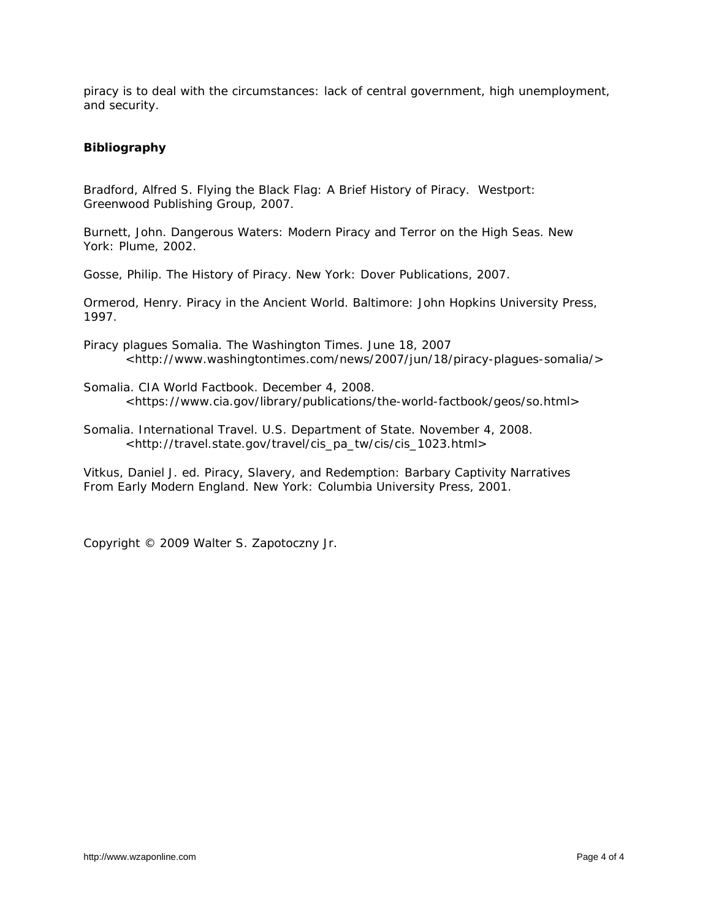piracy is to deal with the circumstances: lack of central government, high unemployment, and security.

**Bibliography**

Bradford, Alfred S. Flying the Black Flag: A Brief History of Piracy. Westport: Greenwood Publishing Group, 2007.

Burnett, John. Dangerous Waters: Modern Piracy and Terror on the High Seas. New York: Plume, 2002.

Gosse, Philip. The History of Piracy. New York: Dover Publications, 2007.

Ormerod, Henry. Piracy in the Ancient World. Baltimore: John Hopkins University Press, 1997.

Piracy plagues Somalia. The Washington Times. June 18, 2007 <http://www.washingtontimes.com/news/2007/jun/18/piracy-plagues-somalia/>

Somalia. CIA World Factbook. December 4, 2008. <https://www.cia.gov/library/publications/the-world-factbook/geos/so.html>

Somalia. International Travel. U.S. Department of State. November 4, 2008. <http://travel.state.gov/travel/cis_pa_tw/cis/cis_1023.html>

Vitkus, Daniel J. ed. Piracy, Slavery, and Redemption: Barbary Captivity Narratives From Early Modern England. New York: Columbia University Press, 2001.

Copyright © 2009 Walter S. Zapotoczny Jr.